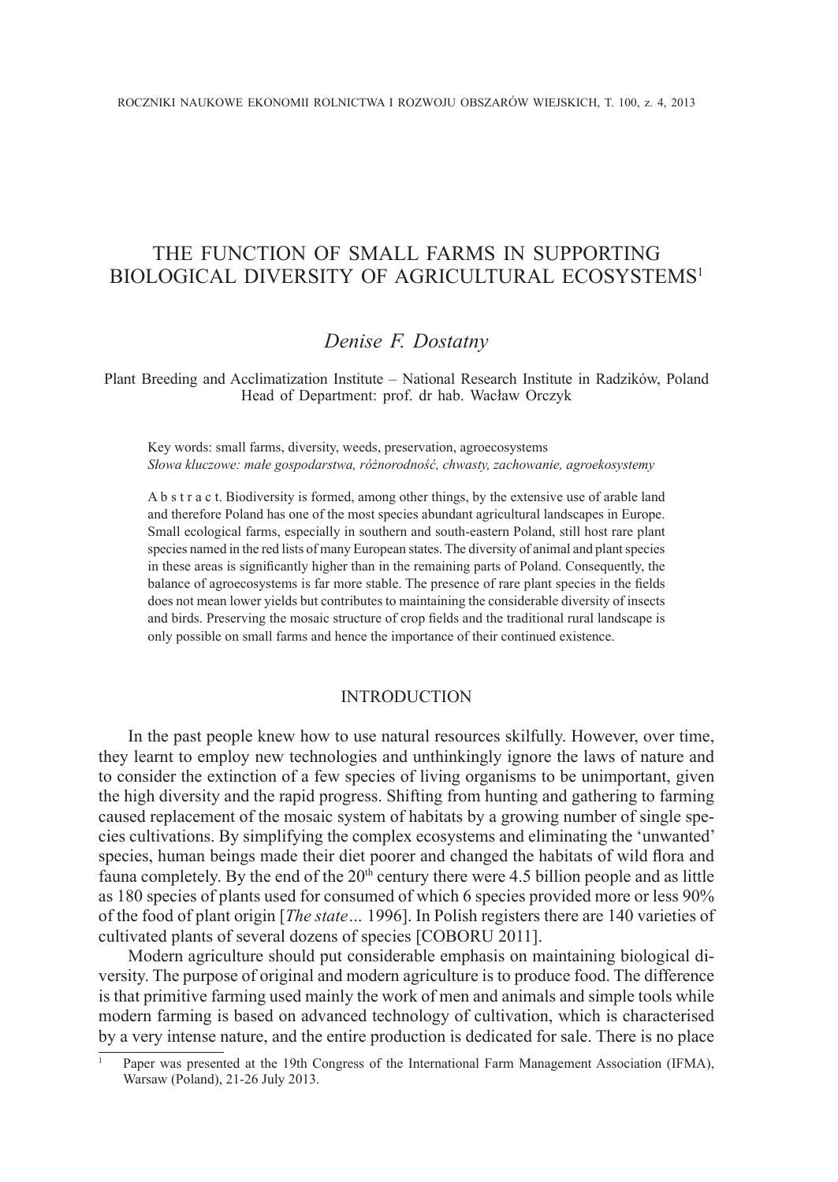# THE FUNCTION OF SMALL FARMS IN SUPPORTING BIOLOGICAL DIVERSITY OF AGRICULTURAL ECOSYSTEMS[1]

*Denise F. Dostatny*

Plant Breeding and Acclimatization Institute – National Research Institute in Radzików, Poland
Head of Department: prof. dr hab. Wacław Orczyk

Key words: small farms, diversity, weeds, preservation, agroecosystems
*Słowa kluczowe: małe gospodarstwa, różnorodność, chwasty, zachowanie, agroekosystemy*

A b s t r a c t. Biodiversity is formed, among other things, by the extensive use of arable land and therefore Poland has one of the most species abundant agricultural landscapes in Europe. Small ecological farms, especially in southern and south-eastern Poland, still host rare plant species named in the red lists of many European states. The diversity of animal and plant species in these areas is significantly higher than in the remaining parts of Poland. Consequently, the balance of agroecosystems is far more stable. The presence of rare plant species in the fields does not mean lower yields but contributes to maintaining the considerable diversity of insects and birds. Preserving the mosaic structure of crop fields and the traditional rural landscape is only possible on small farms and hence the importance of their continued existence.

## INTRODUCTION

In the past people knew how to use natural resources skilfully. However, over time, they learnt to employ new technologies and unthinkingly ignore the laws of nature and to consider the extinction of a few species of living organisms to be unimportant, given the high diversity and the rapid progress. Shifting from hunting and gathering to farming caused replacement of the mosaic system of habitats by a growing number of single species cultivations. By simplifying the complex ecosystems and eliminating the 'unwanted' species, human beings made their diet poorer and changed the habitats of wild flora and fauna completely. By the end of the 20th century there were 4.5 billion people and as little as 180 species of plants used for consumed of which 6 species provided more or less 90% of the food of plant origin [*The state*... 1996]. In Polish registers there are 140 varieties of cultivated plants of several dozens of species [COBORU 2011].

Modern agriculture should put considerable emphasis on maintaining biological diversity. The purpose of original and modern agriculture is to produce food. The difference is that primitive farming used mainly the work of men and animals and simple tools while modern farming is based on advanced technology of cultivation, which is characterised by a very intense nature, and the entire production is dedicated for sale. There is no place

[1] Paper was presented at the 19th Congress of the International Farm Management Association (IFMA), Warsaw (Poland), 21-26 July 2013.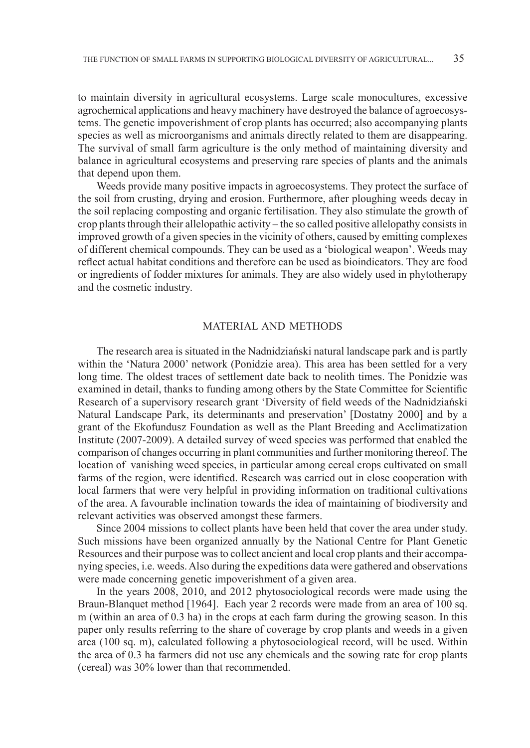to maintain diversity in agricultural ecosystems. Large scale monocultures, excessive agrochemical applications and heavy machinery have destroyed the balance of agroecosystems. The genetic impoverishment of crop plants has occurred; also accompanying plants species as well as microorganisms and animals directly related to them are disappearing. The survival of small farm agriculture is the only method of maintaining diversity and balance in agricultural ecosystems and preserving rare species of plants and the animals that depend upon them.

Weeds provide many positive impacts in agroecosystems. They protect the surface of the soil from crusting, drying and erosion. Furthermore, after ploughing weeds decay in the soil replacing composting and organic fertilisation. They also stimulate the growth of crop plants through their allelopathic activity – the so called positive allelopathy consists in improved growth of a given species in the vicinity of others, caused by emitting complexes of different chemical compounds. They can be used as a 'biological weapon'. Weeds may reflect actual habitat conditions and therefore can be used as bioindicators. They are food or ingredients of fodder mixtures for animals. They are also widely used in phytotherapy and the cosmetic industry.

## MATERIAL AND METHODS

The research area is situated in the Nadnidziański natural landscape park and is partly within the 'Natura 2000' network (Ponidzie area). This area has been settled for a very long time. The oldest traces of settlement date back to neolith times. The Ponidzie was examined in detail, thanks to funding among others by the State Committee for Scientific Research of a supervisory research grant 'Diversity of field weeds of the Nadnidziański Natural Landscape Park, its determinants and preservation' [Dostatny 2000] and by a grant of the Ekofundusz Foundation as well as the Plant Breeding and Acclimatization Institute (2007-2009). A detailed survey of weed species was performed that enabled the comparison of changes occurring in plant communities and further monitoring thereof. The location of vanishing weed species, in particular among cereal crops cultivated on small farms of the region, were identified. Research was carried out in close cooperation with local farmers that were very helpful in providing information on traditional cultivations of the area. A favourable inclination towards the idea of maintaining of biodiversity and relevant activities was observed amongst these farmers.

Since 2004 missions to collect plants have been held that cover the area under study. Such missions have been organized annually by the National Centre for Plant Genetic Resources and their purpose was to collect ancient and local crop plants and their accompanying species, i.e. weeds. Also during the expeditions data were gathered and observations were made concerning genetic impoverishment of a given area.

In the years 2008, 2010, and 2012 phytosociological records were made using the Braun-Blanquet method [1964]. Each year 2 records were made from an area of 100 sq. m (within an area of 0.3 ha) in the crops at each farm during the growing season. In this paper only results referring to the share of coverage by crop plants and weeds in a given area (100 sq. m), calculated following a phytosociological record, will be used. Within the area of 0.3 ha farmers did not use any chemicals and the sowing rate for crop plants (cereal) was 30% lower than that recommended.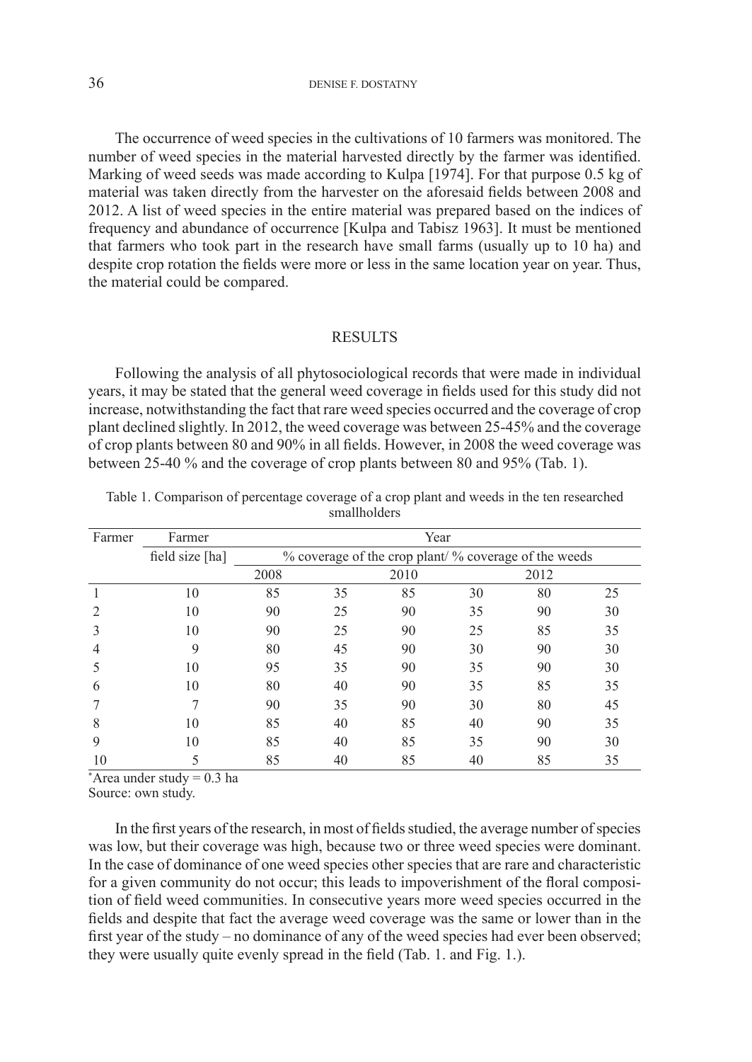The occurrence of weed species in the cultivations of 10 farmers was monitored. The number of weed species in the material harvested directly by the farmer was identified. Marking of weed seeds was made according to Kulpa [1974]. For that purpose 0.5 kg of material was taken directly from the harvester on the aforesaid fields between 2008 and 2012. A list of weed species in the entire material was prepared based on the indices of frequency and abundance of occurrence [Kulpa and Tabisz 1963]. It must be mentioned that farmers who took part in the research have small farms (usually up to 10 ha) and despite crop rotation the fields were more or less in the same location year on year. Thus, the material could be compared.

## RESULTS

Following the analysis of all phytosociological records that were made in individual years, it may be stated that the general weed coverage in fields used for this study did not increase, notwithstanding the fact that rare weed species occurred and the coverage of crop plant declined slightly. In 2012, the weed coverage was between 25-45% and the coverage of crop plants between 80 and 90% in all fields. However, in 2008 the weed coverage was between 25-40 % and the coverage of crop plants between 80 and 95% (Tab. 1).

Table 1. Comparison of percentage coverage of a crop plant and weeds in the ten researched smallholders

| Farmer | Farmer field size [ha] | Year | | | | | |
|---|---|---|---|---|---|---|---|
| | | % coverage of the crop plant/ % coverage of the weeds | | | | | |
| | | 2008 | | 2010 | | 2012 | |
| 1 | 10 | 85 | 35 | 85 | 30 | 80 | 25 |
| 2 | 10 | 90 | 25 | 90 | 35 | 90 | 30 |
| 3 | 10 | 90 | 25 | 90 | 25 | 85 | 35 |
| 4 | 9 | 80 | 45 | 90 | 30 | 90 | 30 |
| 5 | 10 | 95 | 35 | 90 | 35 | 90 | 30 |
| 6 | 10 | 80 | 40 | 90 | 35 | 85 | 35 |
| 7 | 7 | 90 | 35 | 90 | 30 | 80 | 45 |
| 8 | 10 | 85 | 40 | 85 | 40 | 90 | 35 |
| 9 | 10 | 85 | 40 | 85 | 35 | 90 | 30 |
| 10 | 5 | 85 | 40 | 85 | 40 | 85 | 35 |

*Area under study = 0.3 ha

Source: own study.

In the first years of the research, in most of fields studied, the average number of species was low, but their coverage was high, because two or three weed species were dominant. In the case of dominance of one weed species other species that are rare and characteristic for a given community do not occur; this leads to impoverishment of the floral composition of field weed communities. In consecutive years more weed species occurred in the fields and despite that fact the average weed coverage was the same or lower than in the first year of the study – no dominance of any of the weed species had ever been observed; they were usually quite evenly spread in the field (Tab. 1. and Fig. 1.).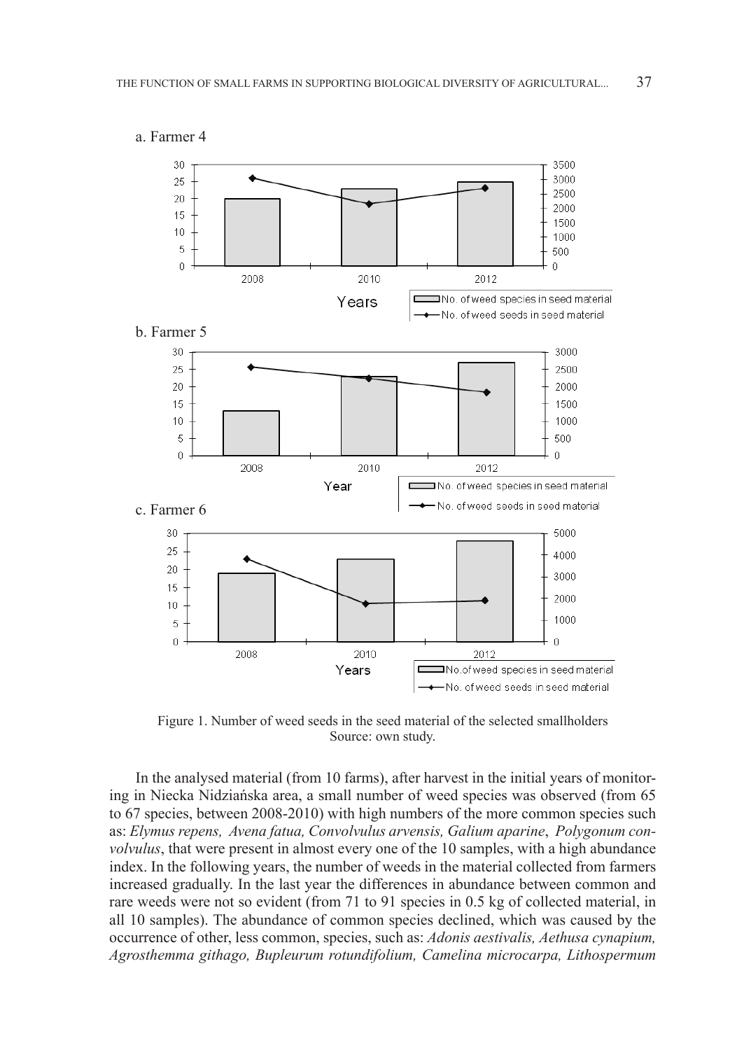a. Farmer 4

b. Farmer 5

c. Farmer 6

Figure 1. Number of weed seeds in the seed material of the selected smallholders
Source: own study.

In the analysed material (from 10 farms), after harvest in the initial years of monitoring in Niecka Nidziańska area, a small number of weed species was observed (from 65 to 67 species, between 2008-2010) with high numbers of the more common species such as: *Elymus repens, Avena fatua, Convolvulus arvensis, Galium aparine*, *Polygonum convolvulus*, that were present in almost every one of the 10 samples, with a high abundance index. In the following years, the number of weeds in the material collected from farmers increased gradually. In the last year the differences in abundance between common and rare weeds were not so evident (from 71 to 91 species in 0.5 kg of collected material, in all 10 samples). The abundance of common species declined, which was caused by the occurrence of other, less common, species, such as: *Adonis aestivalis, Aethusa cynapium, Agrosthemma githago, Bupleurum rotundifolium, Camelina microcarpa, Lithospermum*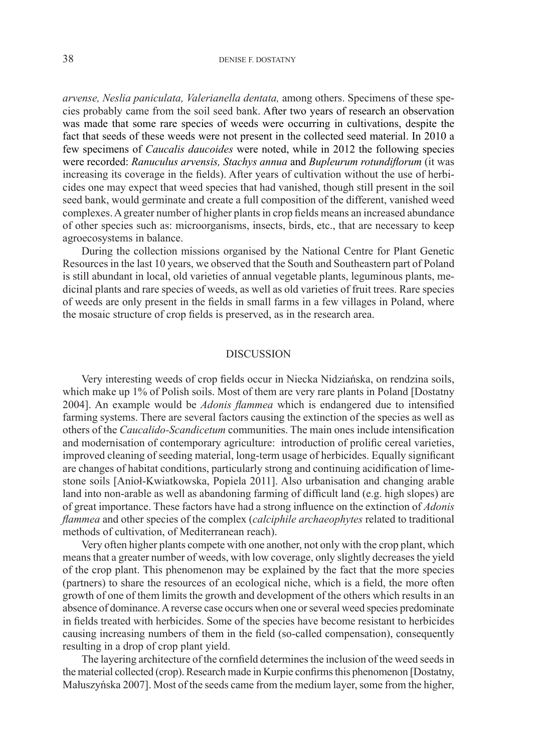*arvense, Neslia paniculata, Valerianella dentata,* among others. Specimens of these species probably came from the soil seed bank. After two years of research an observation was made that some rare species of weeds were occurring in cultivations, despite the fact that seeds of these weeds were not present in the collected seed material. In 2010 a few specimens of *Caucalis daucoides* were noted, while in 2012 the following species were recorded: *Ranuculus arvensis, Stachys annua* and *Bupleurum rotundiflorum* (it was increasing its coverage in the fields). After years of cultivation without the use of herbicides one may expect that weed species that had vanished, though still present in the soil seed bank, would germinate and create a full composition of the different, vanished weed complexes. A greater number of higher plants in crop fields means an increased abundance of other species such as: microorganisms, insects, birds, etc., that are necessary to keep agroecosystems in balance.

During the collection missions organised by the National Centre for Plant Genetic Resources in the last 10 years, we observed that the South and Southeastern part of Poland is still abundant in local, old varieties of annual vegetable plants, leguminous plants, medicinal plants and rare species of weeds, as well as old varieties of fruit trees. Rare species of weeds are only present in the fields in small farms in a few villages in Poland, where the mosaic structure of crop fields is preserved, as in the research area.

## DISCUSSION

Very interesting weeds of crop fields occur in Niecka Nidziańska, on rendzina soils, which make up 1% of Polish soils. Most of them are very rare plants in Poland [Dostatny 2004]. An example would be *Adonis flammea* which is endangered due to intensified farming systems. There are several factors causing the extinction of the species as well as others of the *Caucalido-Scandicetum* communities. The main ones include intensification and modernisation of contemporary agriculture: introduction of prolific cereal varieties, improved cleaning of seeding material, long-term usage of herbicides. Equally significant are changes of habitat conditions, particularly strong and continuing acidification of limestone soils [Anioł-Kwiatkowska, Popiela 2011]. Also urbanisation and changing arable land into non-arable as well as abandoning farming of difficult land (e.g. high slopes) are of great importance. These factors have had a strong influence on the extinction of *Adonis flammea* and other species of the complex (*calciphile archaeophytes* related to traditional methods of cultivation, of Mediterranean reach).

Very often higher plants compete with one another, not only with the crop plant, which means that a greater number of weeds, with low coverage, only slightly decreases the yield of the crop plant. This phenomenon may be explained by the fact that the more species (partners) to share the resources of an ecological niche, which is a field, the more often growth of one of them limits the growth and development of the others which results in an absence of dominance. A reverse case occurs when one or several weed species predominate in fields treated with herbicides. Some of the species have become resistant to herbicides causing increasing numbers of them in the field (so-called compensation), consequently resulting in a drop of crop plant yield.

The layering architecture of the cornfield determines the inclusion of the weed seeds in the material collected (crop). Research made in Kurpie confirms this phenomenon [Dostatny, Małuszyńska 2007]. Most of the seeds came from the medium layer, some from the higher,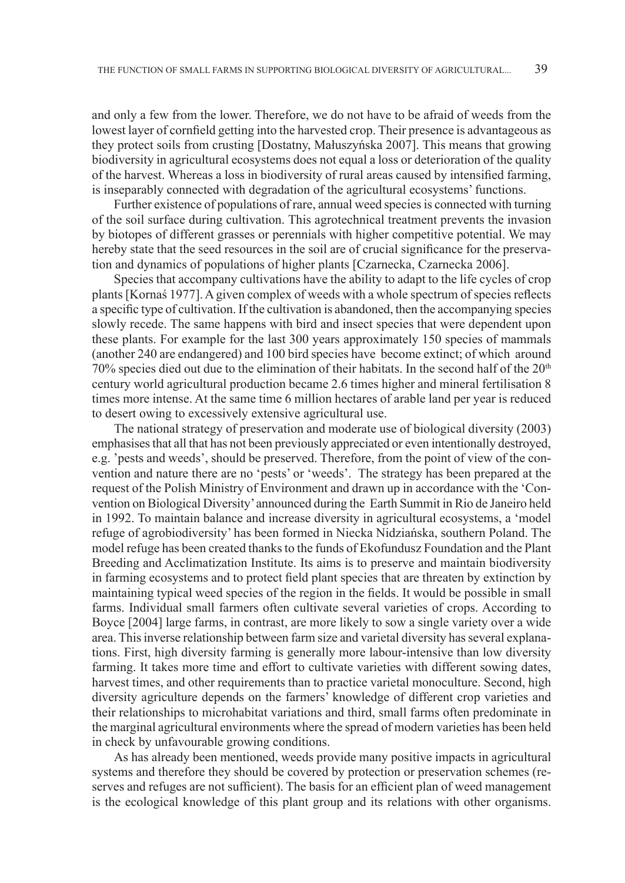and only a few from the lower. Therefore, we do not have to be afraid of weeds from the lowest layer of cornfield getting into the harvested crop. Their presence is advantageous as they protect soils from crusting [Dostatny, Małuszyńska 2007]. This means that growing biodiversity in agricultural ecosystems does not equal a loss or deterioration of the quality of the harvest. Whereas a loss in biodiversity of rural areas caused by intensified farming, is inseparably connected with degradation of the agricultural ecosystems' functions.

Further existence of populations of rare, annual weed species is connected with turning of the soil surface during cultivation. This agrotechnical treatment prevents the invasion by biotopes of different grasses or perennials with higher competitive potential. We may hereby state that the seed resources in the soil are of crucial significance for the preservation and dynamics of populations of higher plants [Czarnecka, Czarnecka 2006].

Species that accompany cultivations have the ability to adapt to the life cycles of crop plants [Kornaś 1977]. A given complex of weeds with a whole spectrum of species reflects a specific type of cultivation. If the cultivation is abandoned, then the accompanying species slowly recede. The same happens with bird and insect species that were dependent upon these plants. For example for the last 300 years approximately 150 species of mammals (another 240 are endangered) and 100 bird species have become extinct; of which around 70% species died out due to the elimination of their habitats. In the second half of the 20th century world agricultural production became 2.6 times higher and mineral fertilisation 8 times more intense. At the same time 6 million hectares of arable land per year is reduced to desert owing to excessively extensive agricultural use.

The national strategy of preservation and moderate use of biological diversity (2003) emphasises that all that has not been previously appreciated or even intentionally destroyed, e.g. 'pests and weeds', should be preserved. Therefore, from the point of view of the convention and nature there are no 'pests' or 'weeds'. The strategy has been prepared at the request of the Polish Ministry of Environment and drawn up in accordance with the 'Convention on Biological Diversity' announced during the Earth Summit in Rio de Janeiro held in 1992. To maintain balance and increase diversity in agricultural ecosystems, a 'model refuge of agrobiodiversity' has been formed in Niecka Nidziańska, southern Poland. The model refuge has been created thanks to the funds of Ekofundusz Foundation and the Plant Breeding and Acclimatization Institute. Its aims is to preserve and maintain biodiversity in farming ecosystems and to protect field plant species that are threaten by extinction by maintaining typical weed species of the region in the fields. It would be possible in small farms. Individual small farmers often cultivate several varieties of crops. According to Boyce [2004] large farms, in contrast, are more likely to sow a single variety over a wide area. This inverse relationship between farm size and varietal diversity has several explanations. First, high diversity farming is generally more labour-intensive than low diversity farming. It takes more time and effort to cultivate varieties with different sowing dates, harvest times, and other requirements than to practice varietal monoculture. Second, high diversity agriculture depends on the farmers' knowledge of different crop varieties and their relationships to microhabitat variations and third, small farms often predominate in the marginal agricultural environments where the spread of modern varieties has been held in check by unfavourable growing conditions.

As has already been mentioned, weeds provide many positive impacts in agricultural systems and therefore they should be covered by protection or preservation schemes (reserves and refuges are not sufficient). The basis for an efficient plan of weed management is the ecological knowledge of this plant group and its relations with other organisms.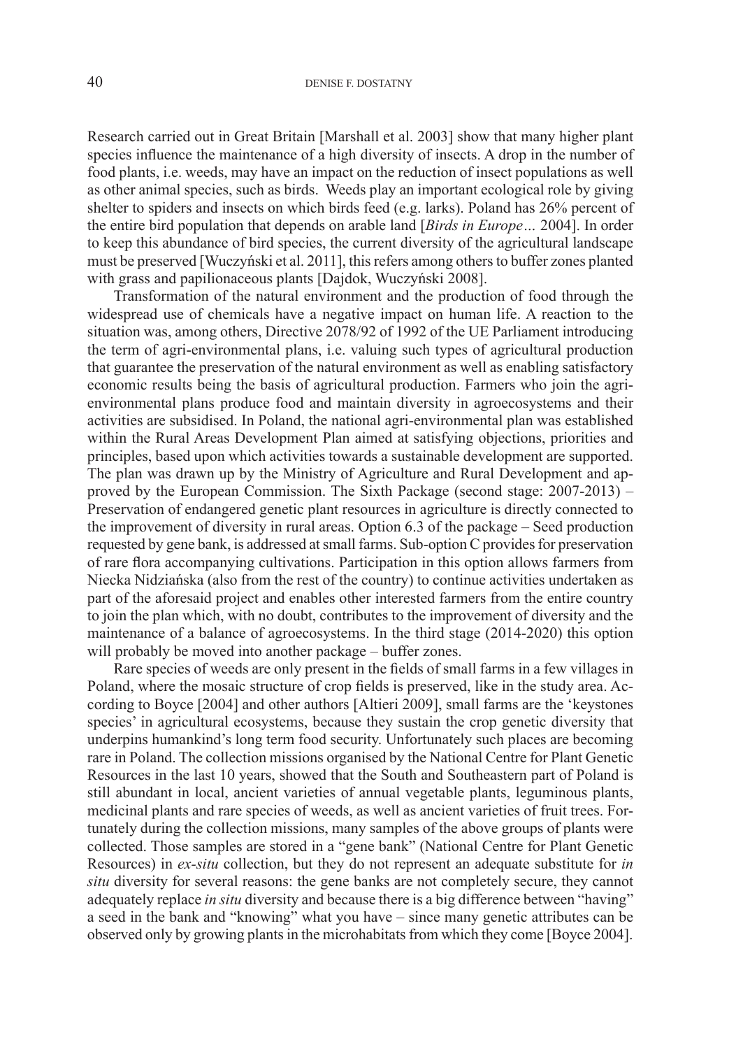Research carried out in Great Britain [Marshall et al. 2003] show that many higher plant species influence the maintenance of a high diversity of insects. A drop in the number of food plants, i.e. weeds, may have an impact on the reduction of insect populations as well as other animal species, such as birds. Weeds play an important ecological role by giving shelter to spiders and insects on which birds feed (e.g. larks). Poland has 26% percent of the entire bird population that depends on arable land [*Birds in Europe…* 2004]. In order to keep this abundance of bird species, the current diversity of the agricultural landscape must be preserved [Wuczyński et al. 2011], this refers among others to buffer zones planted with grass and papilionaceous plants [Dajdok, Wuczyński 2008].

Transformation of the natural environment and the production of food through the widespread use of chemicals have a negative impact on human life. A reaction to the situation was, among others, Directive 2078/92 of 1992 of the UE Parliament introducing the term of agri-environmental plans, i.e. valuing such types of agricultural production that guarantee the preservation of the natural environment as well as enabling satisfactory economic results being the basis of agricultural production. Farmers who join the agri-environmental plans produce food and maintain diversity in agroecosystems and their activities are subsidised. In Poland, the national agri-environmental plan was established within the Rural Areas Development Plan aimed at satisfying objections, priorities and principles, based upon which activities towards a sustainable development are supported. The plan was drawn up by the Ministry of Agriculture and Rural Development and approved by the European Commission. The Sixth Package (second stage: 2007-2013) – Preservation of endangered genetic plant resources in agriculture is directly connected to the improvement of diversity in rural areas. Option 6.3 of the package – Seed production requested by gene bank, is addressed at small farms. Sub-option C provides for preservation of rare flora accompanying cultivations. Participation in this option allows farmers from Niecka Nidziańska (also from the rest of the country) to continue activities undertaken as part of the aforesaid project and enables other interested farmers from the entire country to join the plan which, with no doubt, contributes to the improvement of diversity and the maintenance of a balance of agroecosystems. In the third stage (2014-2020) this option will probably be moved into another package – buffer zones.

Rare species of weeds are only present in the fields of small farms in a few villages in Poland, where the mosaic structure of crop fields is preserved, like in the study area. According to Boyce [2004] and other authors [Altieri 2009], small farms are the 'keystones species' in agricultural ecosystems, because they sustain the crop genetic diversity that underpins humankind's long term food security. Unfortunately such places are becoming rare in Poland. The collection missions organised by the National Centre for Plant Genetic Resources in the last 10 years, showed that the South and Southeastern part of Poland is still abundant in local, ancient varieties of annual vegetable plants, leguminous plants, medicinal plants and rare species of weeds, as well as ancient varieties of fruit trees. Fortunately during the collection missions, many samples of the above groups of plants were collected. Those samples are stored in a "gene bank" (National Centre for Plant Genetic Resources) in *ex-situ* collection, but they do not represent an adequate substitute for *in situ* diversity for several reasons: the gene banks are not completely secure, they cannot adequately replace *in situ* diversity and because there is a big difference between "having" a seed in the bank and "knowing" what you have – since many genetic attributes can be observed only by growing plants in the microhabitats from which they come [Boyce 2004].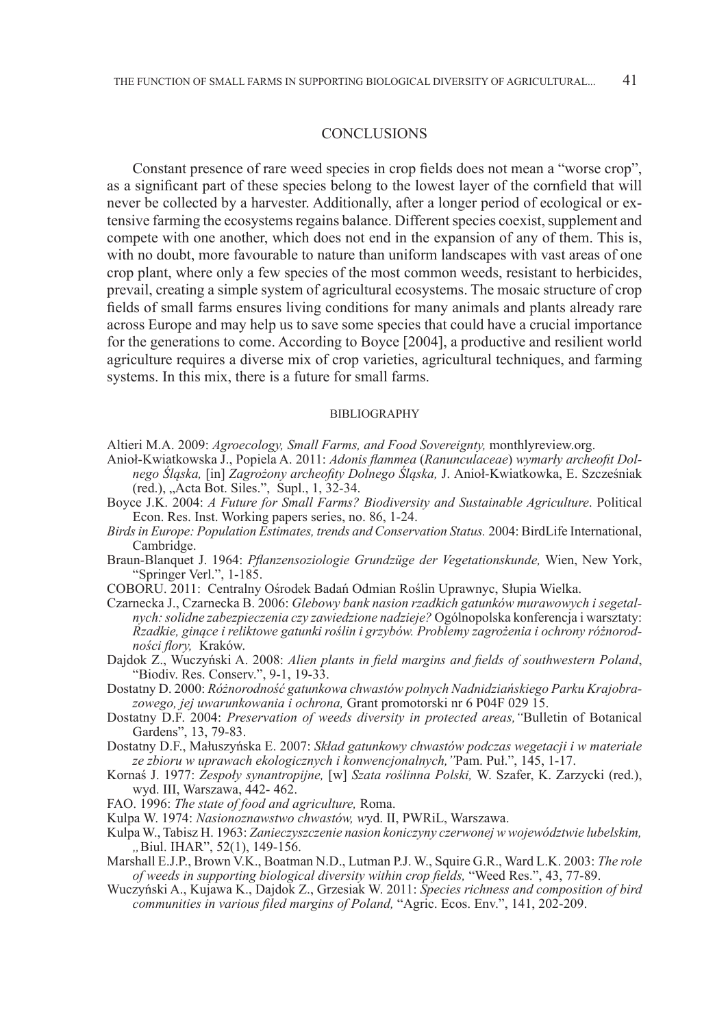## CONCLUSIONS

Constant presence of rare weed species in crop fields does not mean a "worse crop", as a significant part of these species belong to the lowest layer of the cornfield that will never be collected by a harvester. Additionally, after a longer period of ecological or extensive farming the ecosystems regains balance. Different species coexist, supplement and compete with one another, which does not end in the expansion of any of them. This is, with no doubt, more favourable to nature than uniform landscapes with vast areas of one crop plant, where only a few species of the most common weeds, resistant to herbicides, prevail, creating a simple system of agricultural ecosystems. The mosaic structure of crop fields of small farms ensures living conditions for many animals and plants already rare across Europe and may help us to save some species that could have a crucial importance for the generations to come. According to Boyce [2004], a productive and resilient world agriculture requires a diverse mix of crop varieties, agricultural techniques, and farming systems. In this mix, there is a future for small farms.

## BIBLIOGRAPHY

Altieri M.A. 2009: *Agroecology, Small Farms, and Food Sovereignty,* monthlyreview.org.

Anioł-Kwiatkowska J., Popiela A. 2011: *Adonis flammea* (*Ranunculaceae*) *wymarły archeofit Dolnego Śląska,* [in] *Zagrożony archeofity Dolnego Śląska,* J. Anioł-Kwiatkowka, E. Szcześniak (red.), „Acta Bot. Siles.", Supl., 1, 32-34.

Boyce J.K. 2004: *A Future for Small Farms? Biodiversity and Sustainable Agriculture*. Political Econ. Res. Inst. Working papers series, no. 86, 1-24.

*Birds in Europe: Population Estimates, trends and Conservation Status.* 2004: BirdLife International, Cambridge.

Braun-Blanquet J. 1964: *Pflanzensoziologie Grundzüge der Vegetationskunde,* Wien, New York, "Springer Verl.", 1-185.

COBORU. 2011: Centralny Ośrodek Badań Odmian Roślin Uprawnyc, Słupia Wielka.

Czarnecka J., Czarnecka B. 2006: *Glebowy bank nasion rzadkich gatunków murawowych i segetalnych: solidne zabezpieczenia czy zawiedzione nadzieje?* Ogólnopolska konferencja i warsztaty: *Rzadkie, ginące i reliktowe gatunki roślin i grzybów. Problemy zagrożenia i ochrony różnorodności flory,* Kraków.

Dajdok Z., Wuczyński A. 2008: *Alien plants in field margins and fields of southwestern Poland*, "Biodiv. Res. Conserv.", 9-1, 19-33.

Dostatny D. 2000: *Różnorodność gatunkowa chwastów polnych Nadnidziańskiego Parku Krajobrazowego, jej uwarunkowania i ochrona,* Grant promotorski nr 6 P04F 029 15.

Dostatny D.F. 2004: *Preservation of weeds diversity in protected areas,"*Bulletin of Botanical Gardens", 13, 79-83.

Dostatny D.F., Małuszyńska E. 2007: *Skład gatunkowy chwastów podczas wegetacji i w materiale ze zbioru w uprawach ekologicznych i konwencjonalnych,"*Pam. Puł.", 145, 1-17.

Kornaś J. 1977: *Zespoły synantropijne,* [w] *Szata roślinna Polski,* W. Szafer, K. Zarzycki (red.), wyd. III, Warszawa, 442- 462.

FAO. 1996: *The state of food and agriculture,* Roma.

Kulpa W. 1974: *Nasionoznawstwo chwastów, w*yd. II, PWRiL, Warszawa.

Kulpa W., Tabisz H. 1963: *Zanieczyszczenie nasion koniczyny czerwonej w województwie lubelskim, "*Biul. IHAR", 52(1), 149-156.

Marshall E.J.P., Brown V.K., Boatman N.D., Lutman P.J. W., Squire G.R., Ward L.K. 2003: *The role of weeds in supporting biological diversity within crop fields,* "Weed Res.", 43, 77-89.

Wuczyński A., Kujawa K., Dajdok Z., Grzesiak W. 2011: *Species richness and composition of bird communities in various filed margins of Poland,* "Agric. Ecos. Env.", 141, 202-209.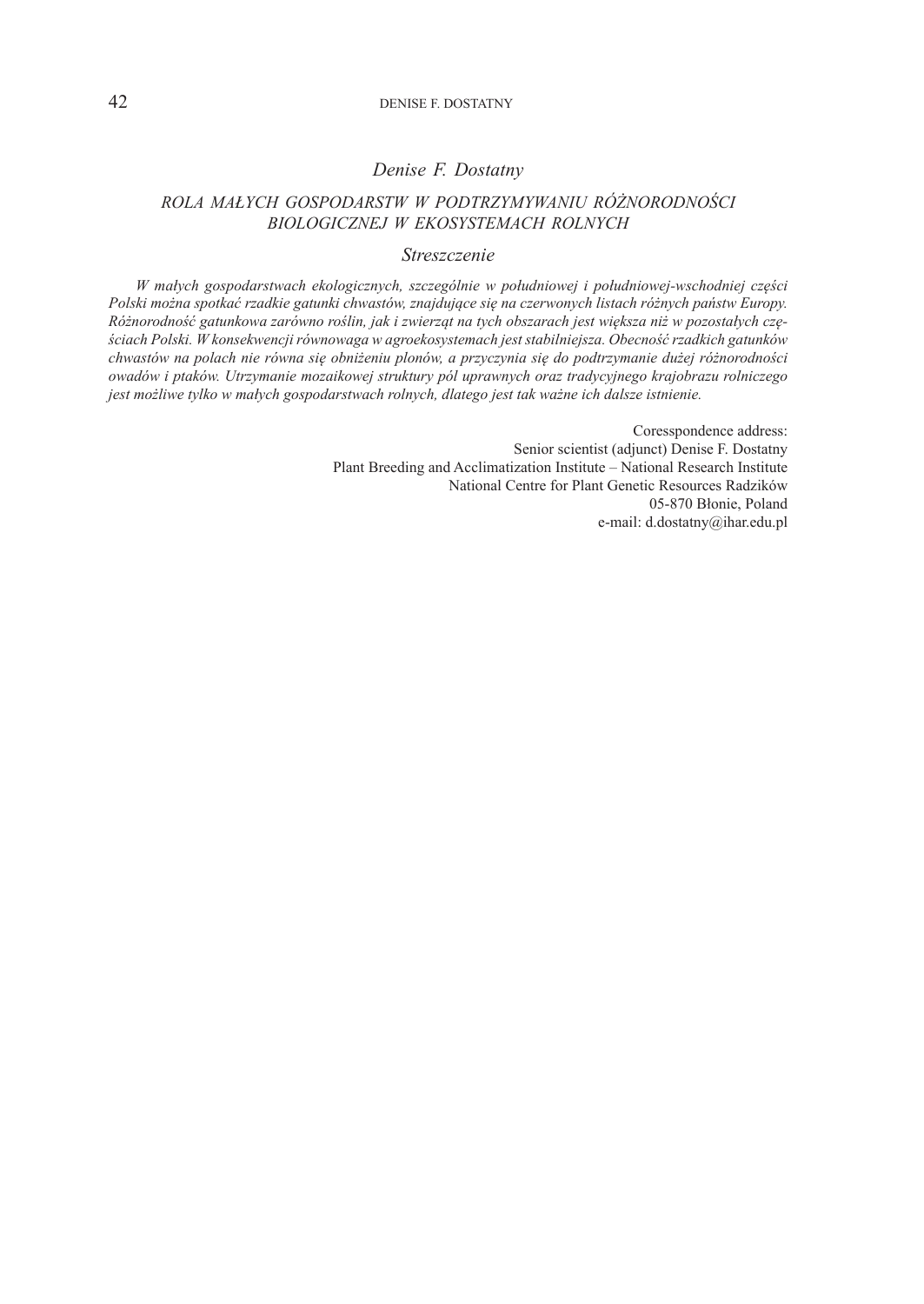*Denise F. Dostatny*

## *ROLA MAŁYCH GOSPODARSTW W PODTRZYMYWANIU RÓŻNORODNOŚCI BIOLOGICZNEJ W EKOSYSTEMACH ROLNYCH*

### *Streszczenie*

*W małych gospodarstwach ekologicznych, szczególnie w południowej i południowej-wschodniej części Polski można spotkać rzadkie gatunki chwastów, znajdujące się na czerwonych listach różnych państw Europy. Różnorodność gatunkowa zarówno roślin, jak i zwierząt na tych obszarach jest większa niż w pozostałych częściach Polski. W konsekwencji równowaga w agroekosystemach jest stabilniejsza. Obecność rzadkich gatunków chwastów na polach nie równa się obniżeniu plonów, a przyczynia się do podtrzymanie dużej różnorodności owadów i ptaków. Utrzymanie mozaikowej struktury pól uprawnych oraz tradycyjnego krajobrazu rolniczego jest możliwe tylko w małych gospodarstwach rolnych, dlatego jest tak ważne ich dalsze istnienie.*

Coresspondence address:
Senior scientist (adjunct) Denise F. Dostatny
Plant Breeding and Acclimatization Institute – National Research Institute
National Centre for Plant Genetic Resources Radzików
05-870 Błonie, Poland
e-mail: d.dostatny@ihar.edu.pl